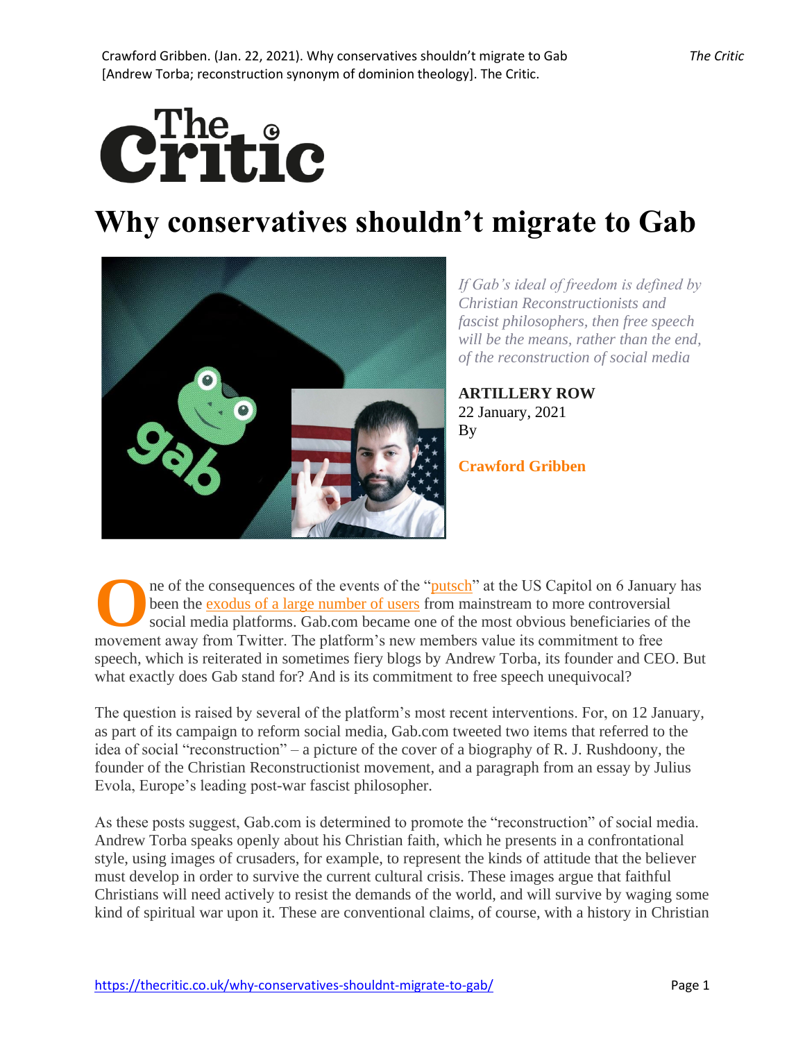# Why conservatives shouldn't migrate to Gab

*If Gab's ideal of freedom is defined by Christian Reconstructionists and fascist philosophers, then free speech will be the means, rather than the end, of the reconstruction of social media*

**ARTILLERY ROW**
22 January, 2021
By

**Crawford Gribben**

One of the consequences of the events of the "putsch" at the US Capitol on 6 January has been the exodus of a large number of users from mainstream to more controversial social media platforms. Gab.com became one of the most obvious beneficiaries of the movement away from Twitter. The platform's new members value its commitment to free speech, which is reiterated in sometimes fiery blogs by Andrew Torba, its founder and CEO. But what exactly does Gab stand for? And is its commitment to free speech unequivocal?

The question is raised by several of the platform's most recent interventions. For, on 12 January, as part of its campaign to reform social media, Gab.com tweeted two items that referred to the idea of social "reconstruction" – a picture of the cover of a biography of R. J. Rushdoony, the founder of the Christian Reconstructionist movement, and a paragraph from an essay by Julius Evola, Europe's leading post-war fascist philosopher.

As these posts suggest, Gab.com is determined to promote the "reconstruction" of social media. Andrew Torba speaks openly about his Christian faith, which he presents in a confrontational style, using images of crusaders, for example, to represent the kinds of attitude that the believer must develop in order to survive the current cultural crisis. These images argue that faithful Christians will need actively to resist the demands of the world, and will survive by waging some kind of spiritual war upon it. These are conventional claims, of course, with a history in Christian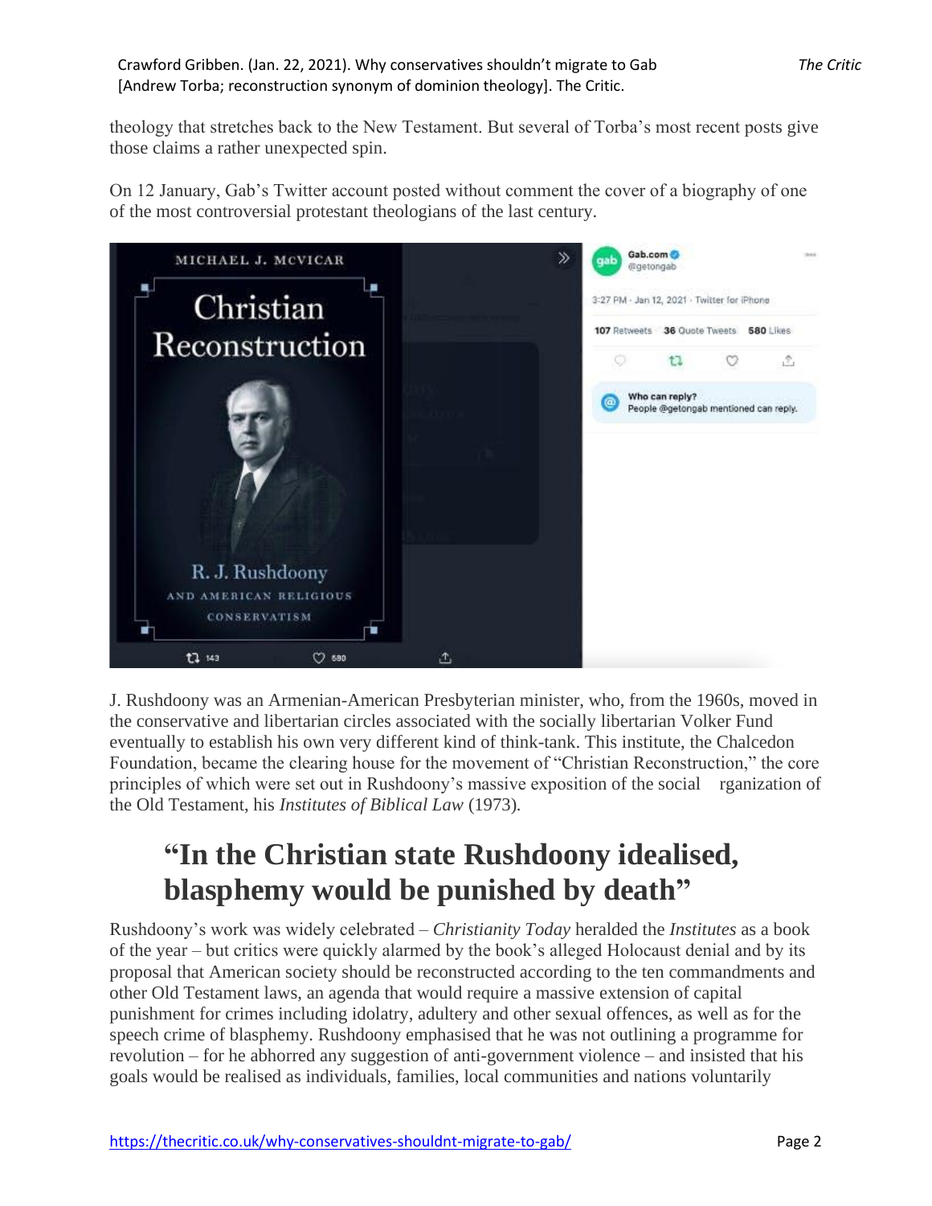theology that stretches back to the New Testament. But several of Torba's most recent posts give those claims a rather unexpected spin.

On 12 January, Gab's Twitter account posted without comment the cover of a biography of one of the most controversial protestant theologians of the last century.

J. Rushdoony was an Armenian-American Presbyterian minister, who, from the 1960s, moved in the conservative and libertarian circles associated with the socially libertarian Volker Fund eventually to establish his own very different kind of think-tank. This institute, the Chalcedon Foundation, became the clearing house for the movement of "Christian Reconstruction," the core principles of which were set out in Rushdoony's massive exposition of the social rganization of the Old Testament, his *Institutes of Biblical Law* (1973).

## "In the Christian state Rushdoony idealised, blasphemy would be punished by death"

Rushdoony's work was widely celebrated – *Christianity Today* heralded the *Institutes* as a book of the year – but critics were quickly alarmed by the book's alleged Holocaust denial and by its proposal that American society should be reconstructed according to the ten commandments and other Old Testament laws, an agenda that would require a massive extension of capital punishment for crimes including idolatry, adultery and other sexual offences, as well as for the speech crime of blasphemy. Rushdoony emphasised that he was not outlining a programme for revolution – for he abhorred any suggestion of anti-government violence – and insisted that his goals would be realised as individuals, families, local communities and nations voluntarily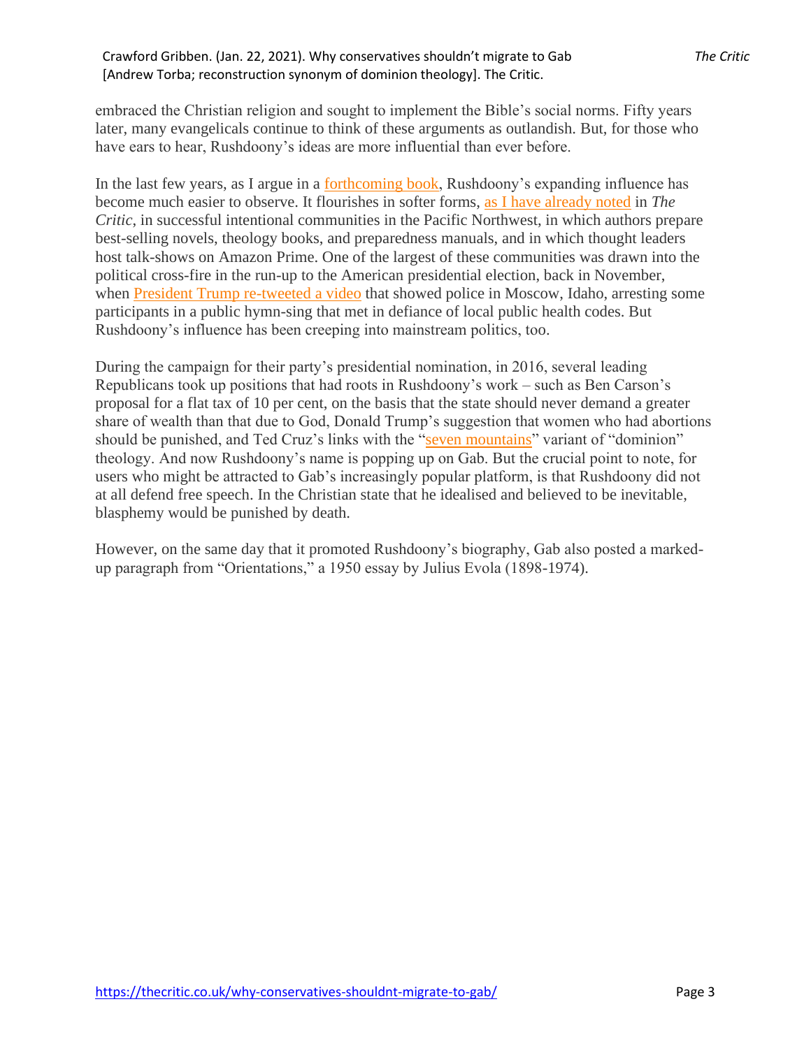embraced the Christian religion and sought to implement the Bible's social norms. Fifty years later, many evangelicals continue to think of these arguments as outlandish. But, for those who have ears to hear, Rushdoony's ideas are more influential than ever before.

In the last few years, as I argue in a forthcoming book, Rushdoony's expanding influence has become much easier to observe. It flourishes in softer forms, as I have already noted in *The Critic*, in successful intentional communities in the Pacific Northwest, in which authors prepare best-selling novels, theology books, and preparedness manuals, and in which thought leaders host talk-shows on Amazon Prime. One of the largest of these communities was drawn into the political cross-fire in the run-up to the American presidential election, back in November, when President Trump re-tweeted a video that showed police in Moscow, Idaho, arresting some participants in a public hymn-sing that met in defiance of local public health codes. But Rushdoony's influence has been creeping into mainstream politics, too.

During the campaign for their party's presidential nomination, in 2016, several leading Republicans took up positions that had roots in Rushdoony's work – such as Ben Carson's proposal for a flat tax of 10 per cent, on the basis that the state should never demand a greater share of wealth than that due to God, Donald Trump's suggestion that women who had abortions should be punished, and Ted Cruz's links with the "seven mountains" variant of "dominion" theology. And now Rushdoony's name is popping up on Gab. But the crucial point to note, for users who might be attracted to Gab's increasingly popular platform, is that Rushdoony did not at all defend free speech. In the Christian state that he idealised and believed to be inevitable, blasphemy would be punished by death.

However, on the same day that it promoted Rushdoony's biography, Gab also posted a marked-up paragraph from "Orientations," a 1950 essay by Julius Evola (1898-1974).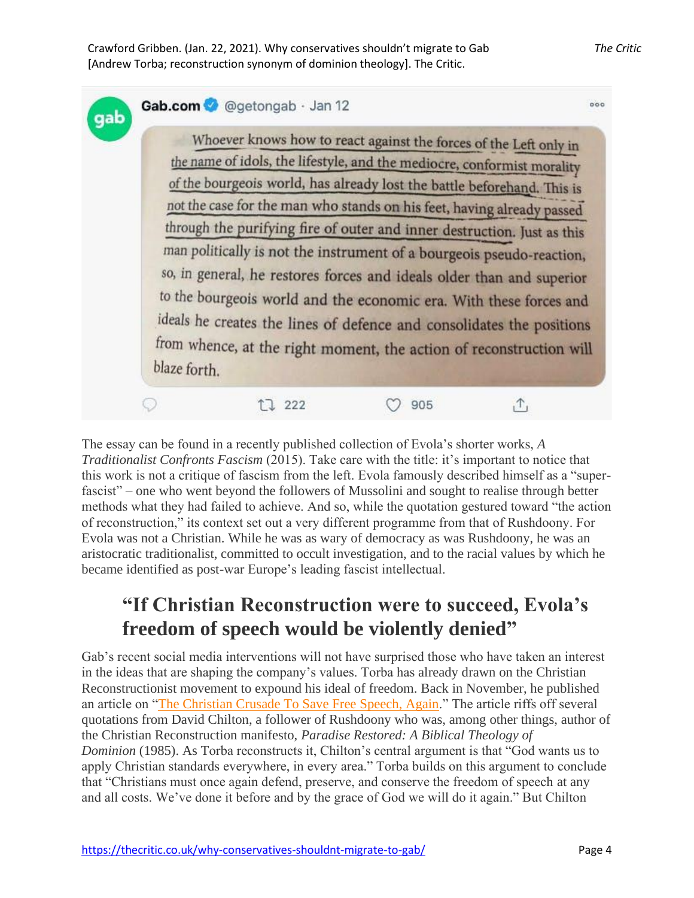Gab.com @getongab · Jan 12

> Whoever knows how to react against the forces of the Left only in the name of idols, the lifestyle, and the mediocre, conformist morality of the bourgeois world, has already lost the battle beforehand. This is not the case for the man who stands on his feet, having already passed through the purifying fire of outer and inner destruction. Just as this man politically is not the instrument of a bourgeois pseudo-reaction, so, in general, he restores forces and ideals older than and superior to the bourgeois world and the economic era. With these forces and ideals he creates the lines of defence and consolidates the positions from whence, at the right moment, the action of reconstruction will blaze forth.

222 905

The essay can be found in a recently published collection of Evola's shorter works, *A Traditionalist Confronts Fascism* (2015). Take care with the title: it's important to notice that this work is not a critique of fascism from the left. Evola famously described himself as a "super-fascist" – one who went beyond the followers of Mussolini and sought to realise through better methods what they had failed to achieve. And so, while the quotation gestured toward "the action of reconstruction," its context set out a very different programme from that of Rushdoony. For Evola was not a Christian. While he was as wary of democracy as was Rushdoony, he was an aristocratic traditionalist, committed to occult investigation, and to the racial values by which he became identified as post-war Europe's leading fascist intellectual.

## "If Christian Reconstruction were to succeed, Evola's freedom of speech would be violently denied"

Gab's recent social media interventions will not have surprised those who have taken an interest in the ideas that are shaping the company's values. Torba has already drawn on the Christian Reconstructionist movement to expound his ideal of freedom. Back in November, he published an article on "The Christian Crusade To Save Free Speech, Again." The article riffs off several quotations from David Chilton, a follower of Rushdoony who was, among other things, author of the Christian Reconstruction manifesto, *Paradise Restored: A Biblical Theology of Dominion* (1985). As Torba reconstructs it, Chilton's central argument is that "God wants us to apply Christian standards everywhere, in every area." Torba builds on this argument to conclude that "Christians must once again defend, preserve, and conserve the freedom of speech at any and all costs. We've done it before and by the grace of God we will do it again." But Chilton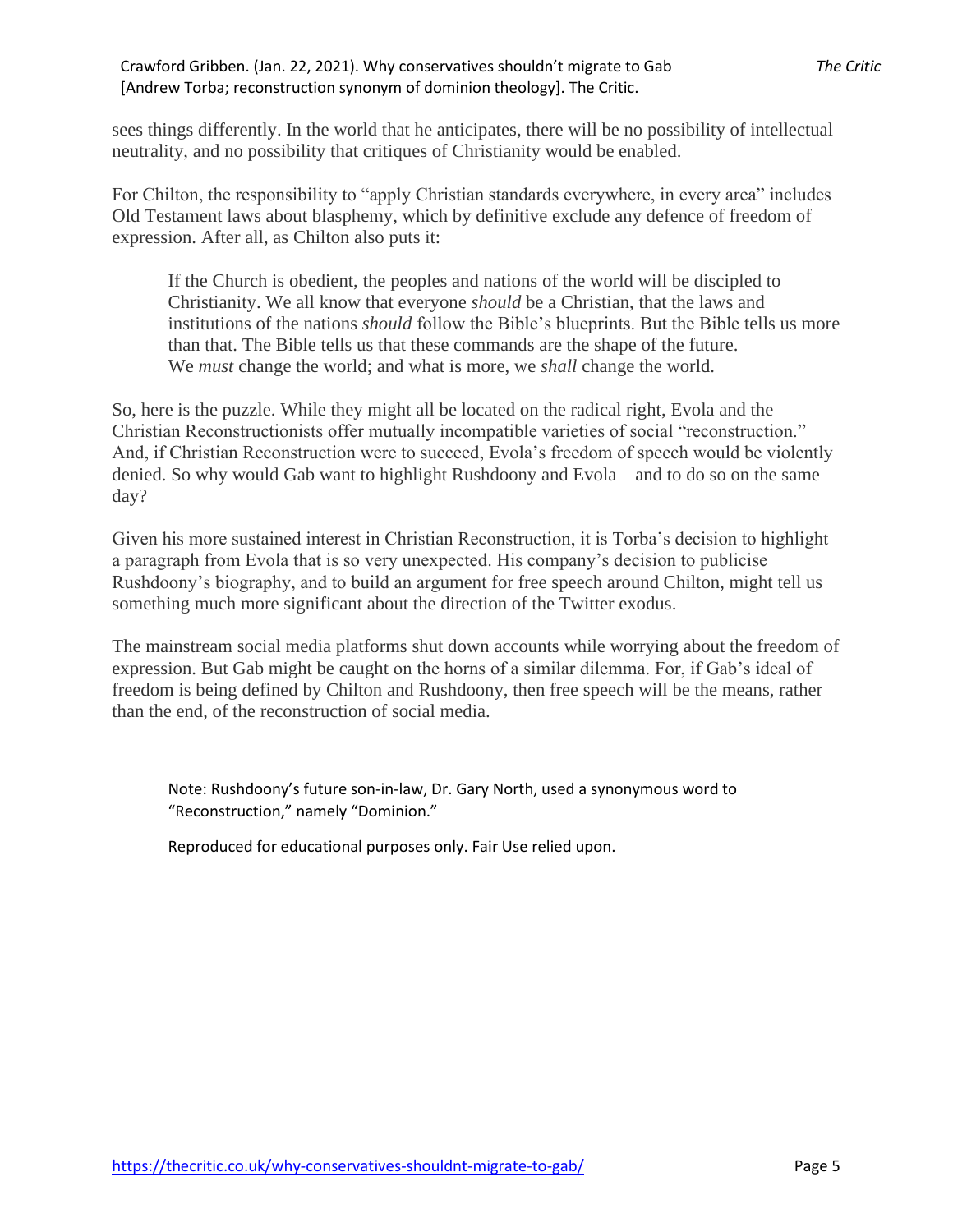sees things differently. In the world that he anticipates, there will be no possibility of intellectual neutrality, and no possibility that critiques of Christianity would be enabled.

For Chilton, the responsibility to "apply Christian standards everywhere, in every area" includes Old Testament laws about blasphemy, which by definitive exclude any defence of freedom of expression. After all, as Chilton also puts it:

> If the Church is obedient, the peoples and nations of the world will be discipled to Christianity. We all know that everyone *should* be a Christian, that the laws and institutions of the nations *should* follow the Bible's blueprints. But the Bible tells us more than that. The Bible tells us that these commands are the shape of the future. We *must* change the world; and what is more, we *shall* change the world.

So, here is the puzzle. While they might all be located on the radical right, Evola and the Christian Reconstructionists offer mutually incompatible varieties of social "reconstruction." And, if Christian Reconstruction were to succeed, Evola's freedom of speech would be violently denied. So why would Gab want to highlight Rushdoony and Evola – and to do so on the same day?

Given his more sustained interest in Christian Reconstruction, it is Torba's decision to highlight a paragraph from Evola that is so very unexpected. His company's decision to publicise Rushdoony's biography, and to build an argument for free speech around Chilton, might tell us something much more significant about the direction of the Twitter exodus.

The mainstream social media platforms shut down accounts while worrying about the freedom of expression. But Gab might be caught on the horns of a similar dilemma. For, if Gab's ideal of freedom is being defined by Chilton and Rushdoony, then free speech will be the means, rather than the end, of the reconstruction of social media.

> Note: Rushdoony's future son-in-law, Dr. Gary North, used a synonymous word to "Reconstruction," namely "Dominion."
>
> Reproduced for educational purposes only. Fair Use relied upon.